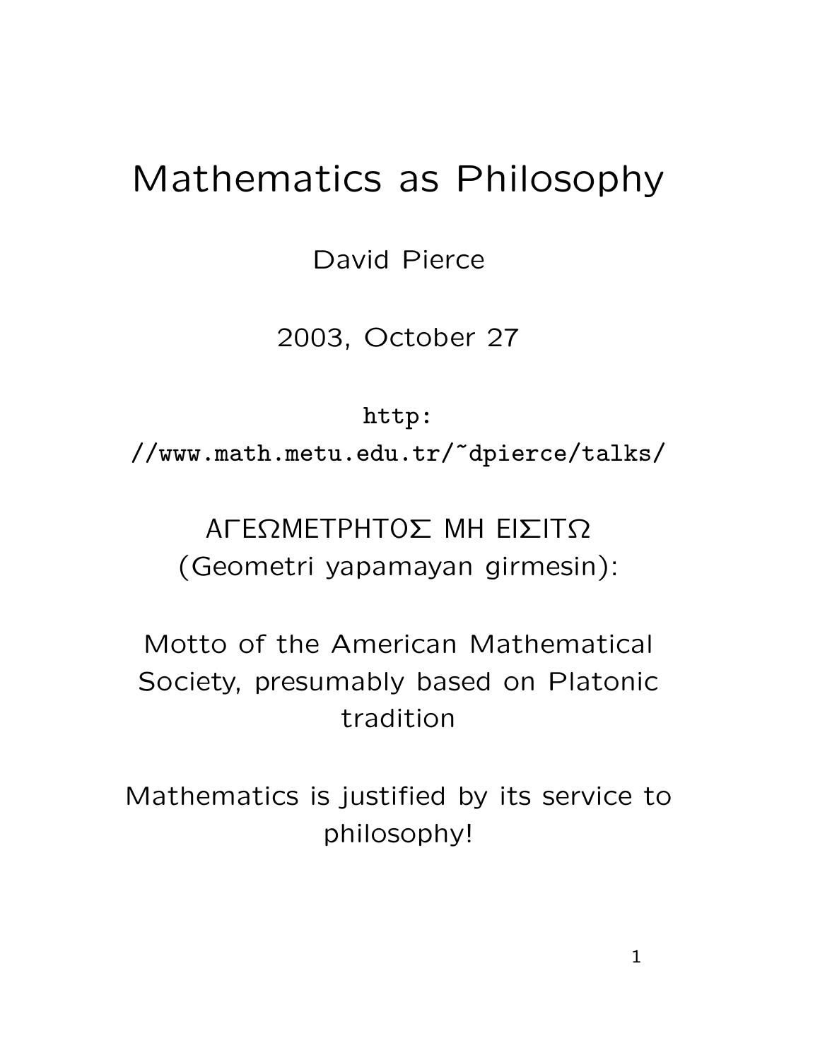# Mathematics as Philosophy

David Pierce

2003, October 27

`http://www.math.metu.edu.tr/~dpierce/talks/`

ΑΓΕΩΜΕΤΡΗΤΟΣ ΜΗ ΕΙΣΙΤΩ
(Geometri yapamayan girmesin):

Motto of the American Mathematical Society, presumably based on Platonic tradition

Mathematics is justified by its service to philosophy!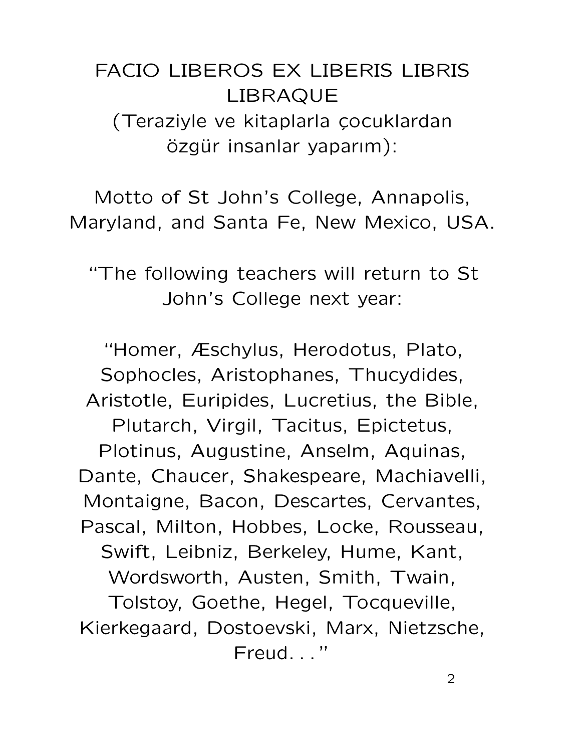FACIO LIBEROS EX LIBERIS LIBRIS LIBRAQUE
(Teraziyle ve kitaplarla çocuklardan özgür insanlar yaparım):

Motto of St John's College, Annapolis, Maryland, and Santa Fe, New Mexico, USA.

"The following teachers will return to St John's College next year:

"Homer, Æschylus, Herodotus, Plato, Sophocles, Aristophanes, Thucydides, Aristotle, Euripides, Lucretius, the Bible, Plutarch, Virgil, Tacitus, Epictetus, Plotinus, Augustine, Anselm, Aquinas, Dante, Chaucer, Shakespeare, Machiavelli, Montaigne, Bacon, Descartes, Cervantes, Pascal, Milton, Hobbes, Locke, Rousseau, Swift, Leibniz, Berkeley, Hume, Kant, Wordsworth, Austen, Smith, Twain, Tolstoy, Goethe, Hegel, Tocqueville, Kierkegaard, Dostoevski, Marx, Nietzsche, Freud. . . "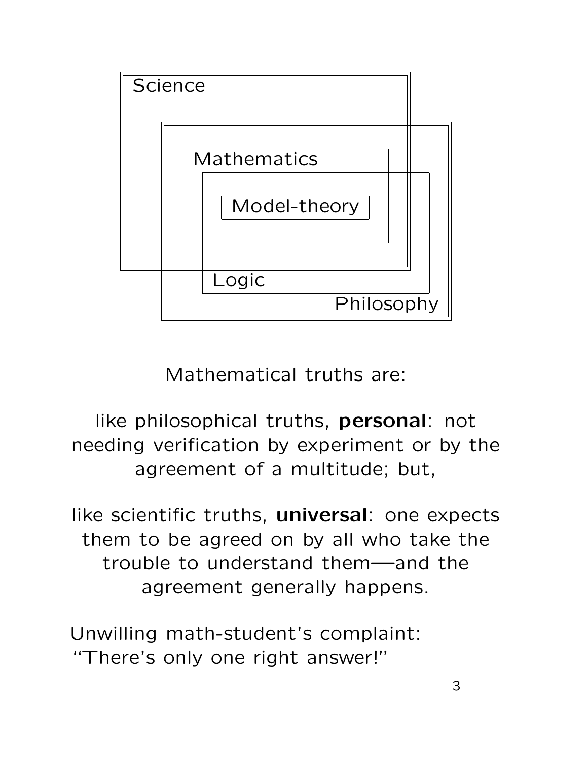Science

Mathematics

Model-theory

Logic

Philosophy

Mathematical truths are:

like philosophical truths, **personal**: not needing verification by experiment or by the agreement of a multitude; but,

like scientific truths, **universal**: one expects them to be agreed on by all who take the trouble to understand them—and the agreement generally happens.

Unwilling math-student's complaint:
"There's only one right answer!"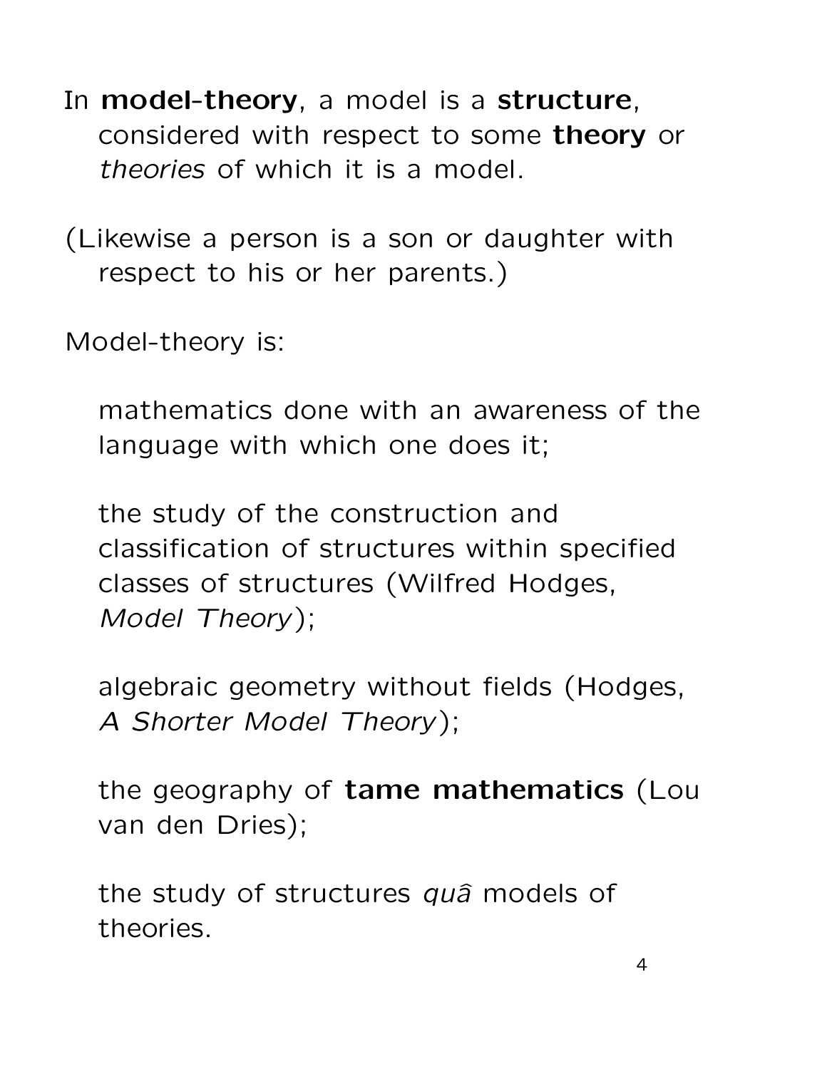In **model-theory**, a model is a **structure**, considered with respect to some **theory** or *theories* of which it is a model.

(Likewise a person is a son or daughter with respect to his or her parents.)

Model-theory is:

mathematics done with an awareness of the language with which one does it;

the study of the construction and classification of structures within specified classes of structures (Wilfred Hodges, *Model Theory*);

algebraic geometry without fields (Hodges, *A Shorter Model Theory*);

the geography of **tame mathematics** (Lou van den Dries);

the study of structures *quâ* models of theories.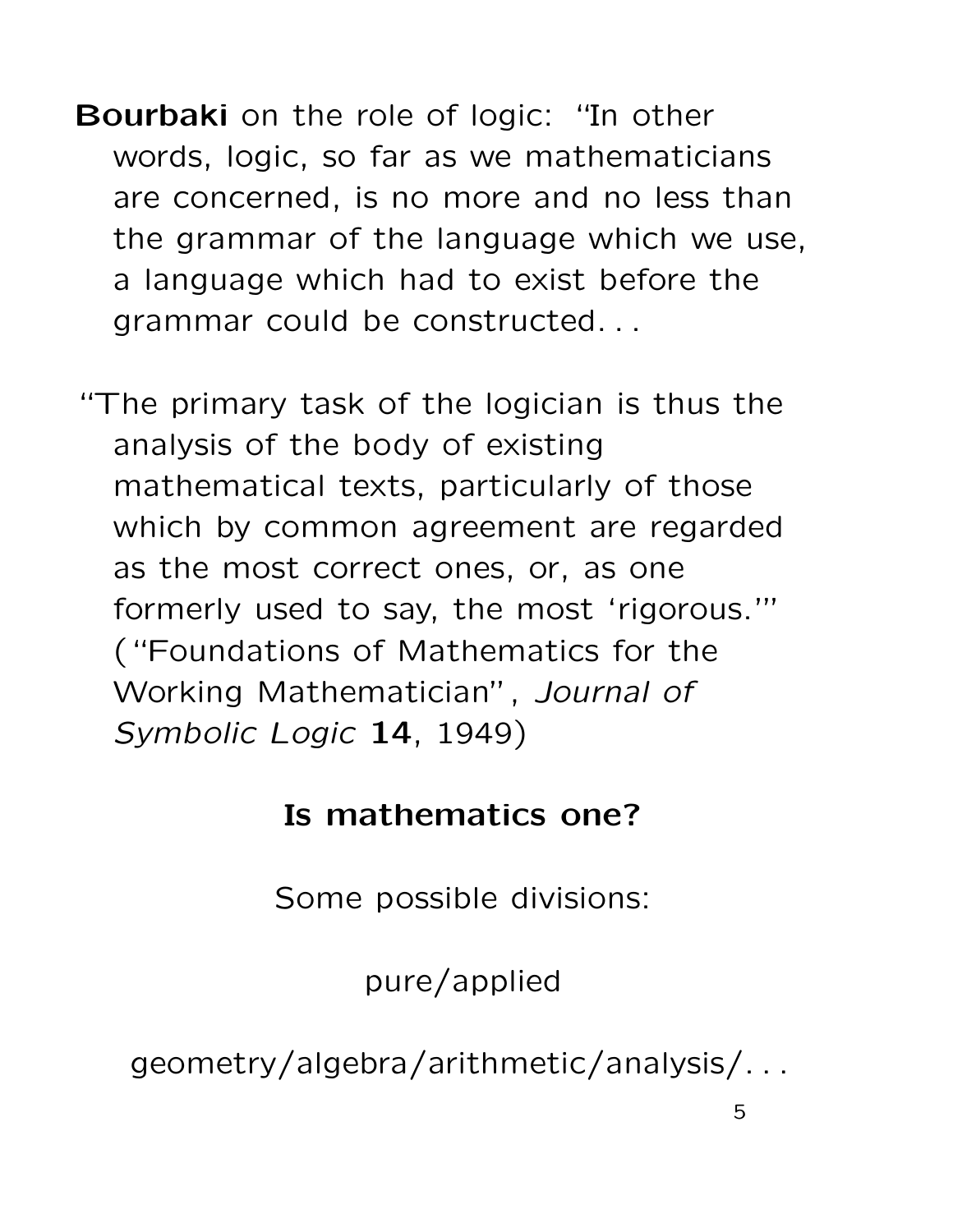**Bourbaki** on the role of logic: "In other words, logic, so far as we mathematicians are concerned, is no more and no less than the grammar of the language which we use, a language which had to exist before the grammar could be constructed. . .

"The primary task of the logician is thus the analysis of the body of existing mathematical texts, particularly of those which by common agreement are regarded as the most correct ones, or, as one formerly used to say, the most 'rigorous.'" ("Foundations of Mathematics for the Working Mathematician", *Journal of Symbolic Logic* **14**, 1949)

**Is mathematics one?**

Some possible divisions:

pure/applied

geometry/algebra/arithmetic/analysis/. . .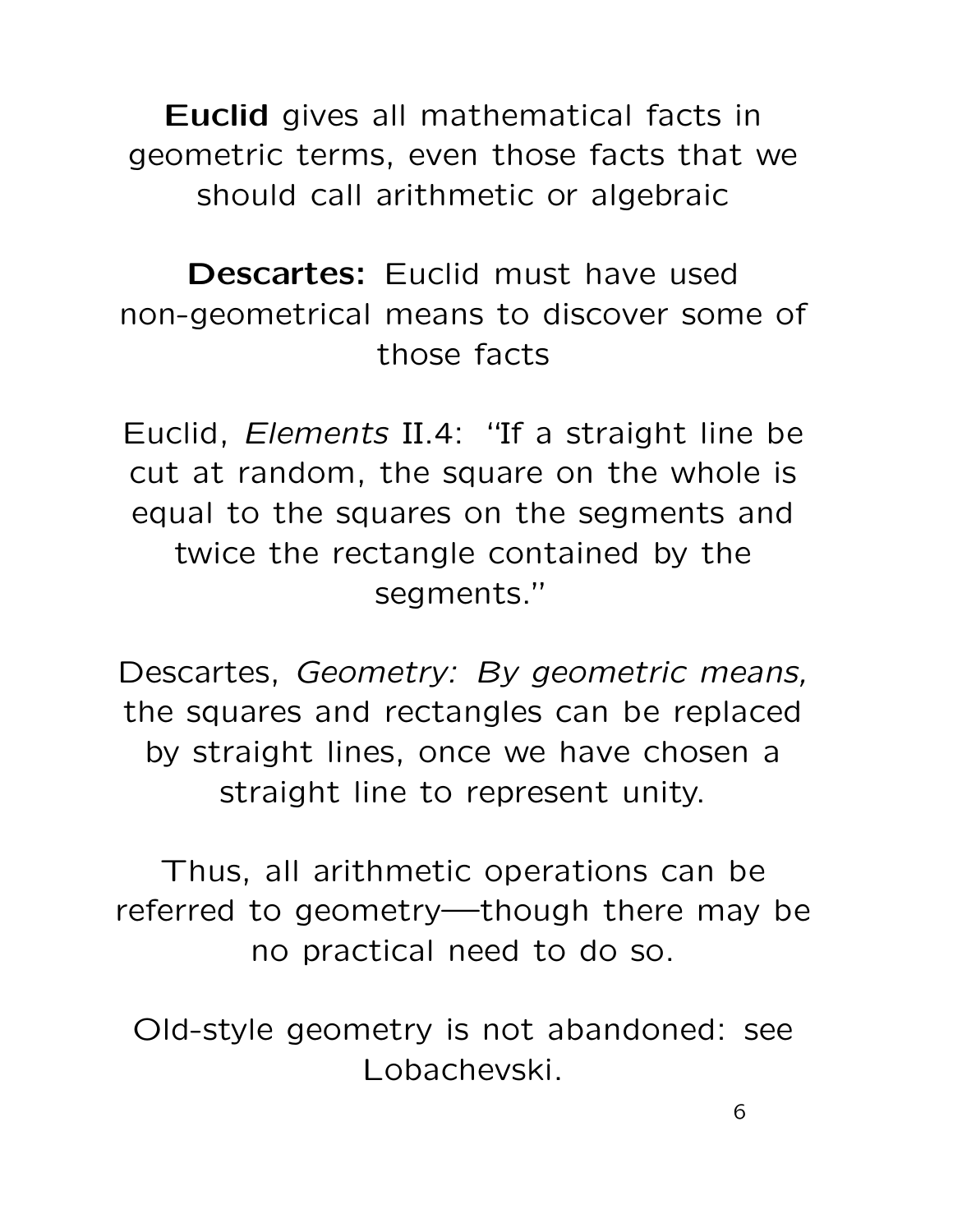**Euclid** gives all mathematical facts in geometric terms, even those facts that we should call arithmetic or algebraic

**Descartes:** Euclid must have used non-geometrical means to discover some of those facts

Euclid, *Elements* II.4: "If a straight line be cut at random, the square on the whole is equal to the squares on the segments and twice the rectangle contained by the segments."

Descartes, *Geometry: By geometric means,* the squares and rectangles can be replaced by straight lines, once we have chosen a straight line to represent unity.

Thus, all arithmetic operations can be referred to geometry—though there may be no practical need to do so.

Old-style geometry is not abandoned: see Lobachevski.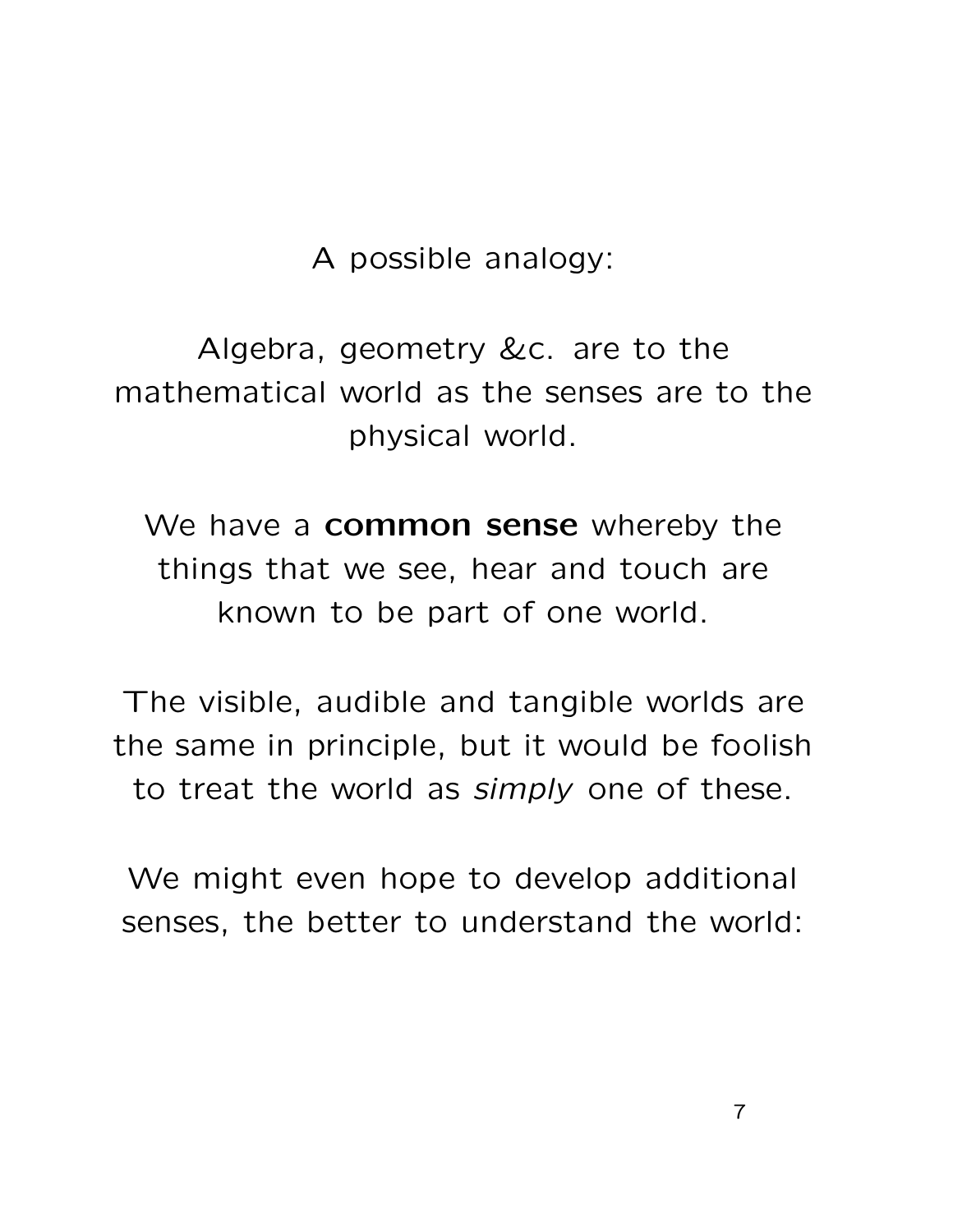A possible analogy:

Algebra, geometry &c. are to the mathematical world as the senses are to the physical world.

We have a **common sense** whereby the things that we see, hear and touch are known to be part of one world.

The visible, audible and tangible worlds are the same in principle, but it would be foolish to treat the world as *simply* one of these.

We might even hope to develop additional senses, the better to understand the world: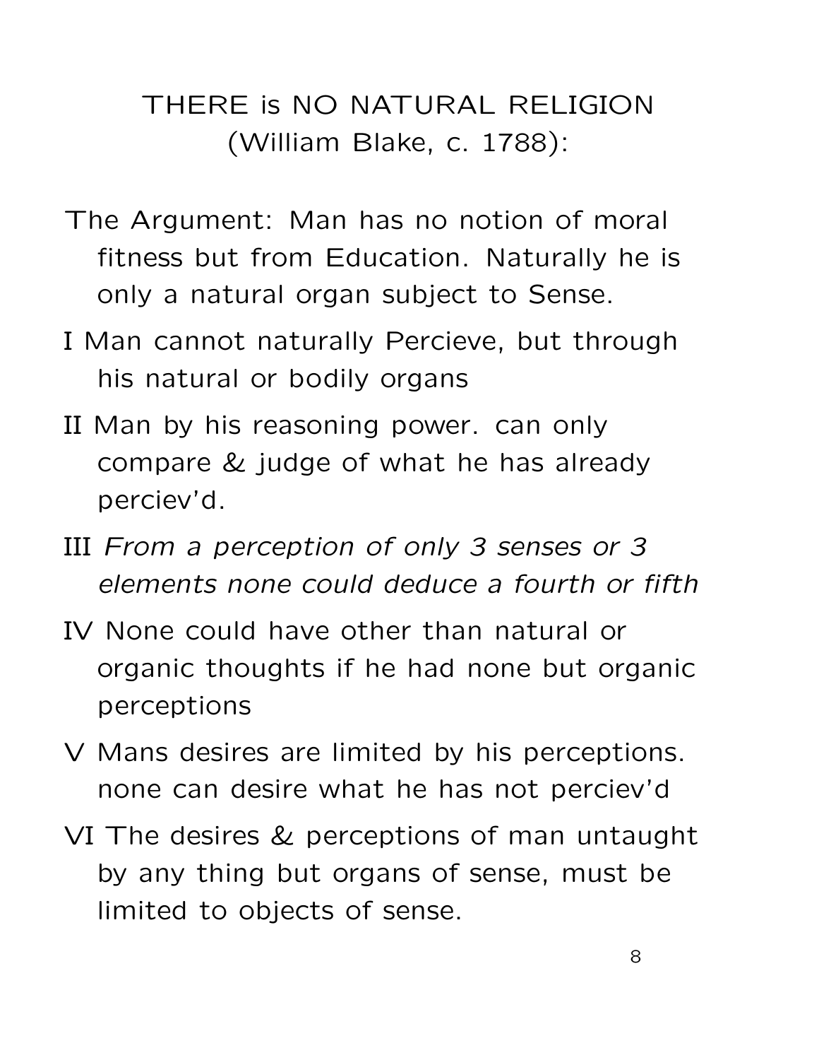# THERE is NO NATURAL RELIGION (William Blake, c. 1788):

The Argument: Man has no notion of moral fitness but from Education. Naturally he is only a natural organ subject to Sense.

I Man cannot naturally Percieve, but through his natural or bodily organs

II Man by his reasoning power. can only compare & judge of what he has already perciev'd.

III *From a perception of only 3 senses or 3 elements none could deduce a fourth or fifth*

IV None could have other than natural or organic thoughts if he had none but organic perceptions

V Mans desires are limited by his perceptions. none can desire what he has not perciev'd

VI The desires & perceptions of man untaught by any thing but organs of sense, must be limited to objects of sense.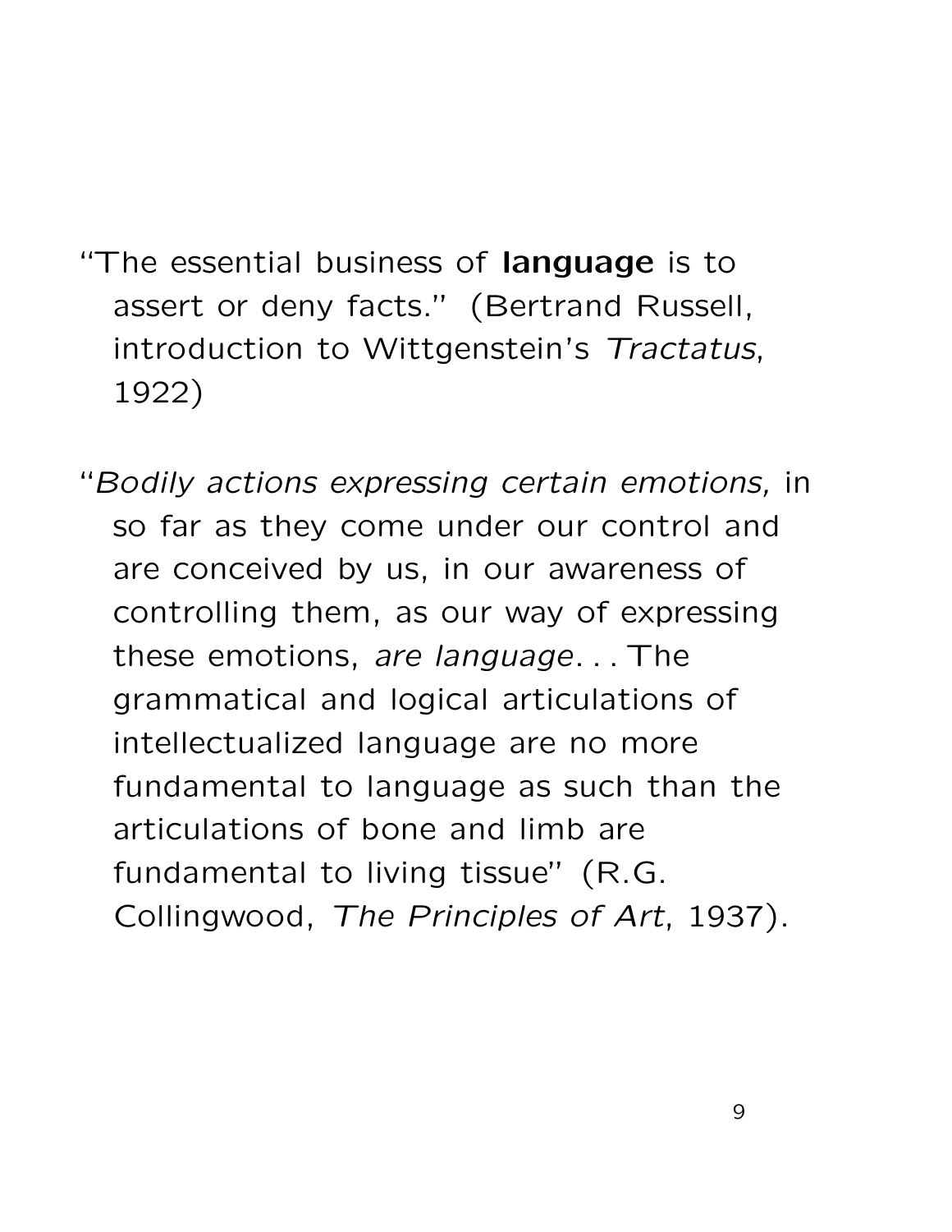"The essential business of **language** is to assert or deny facts." (Bertrand Russell, introduction to Wittgenstein's *Tractatus*, 1922)

"*Bodily actions expressing certain emotions,* in so far as they come under our control and are conceived by us, in our awareness of controlling them, as our way of expressing these emotions, *are language*. . . The grammatical and logical articulations of intellectualized language are no more fundamental to language as such than the articulations of bone and limb are fundamental to living tissue" (R.G. Collingwood, *The Principles of Art*, 1937).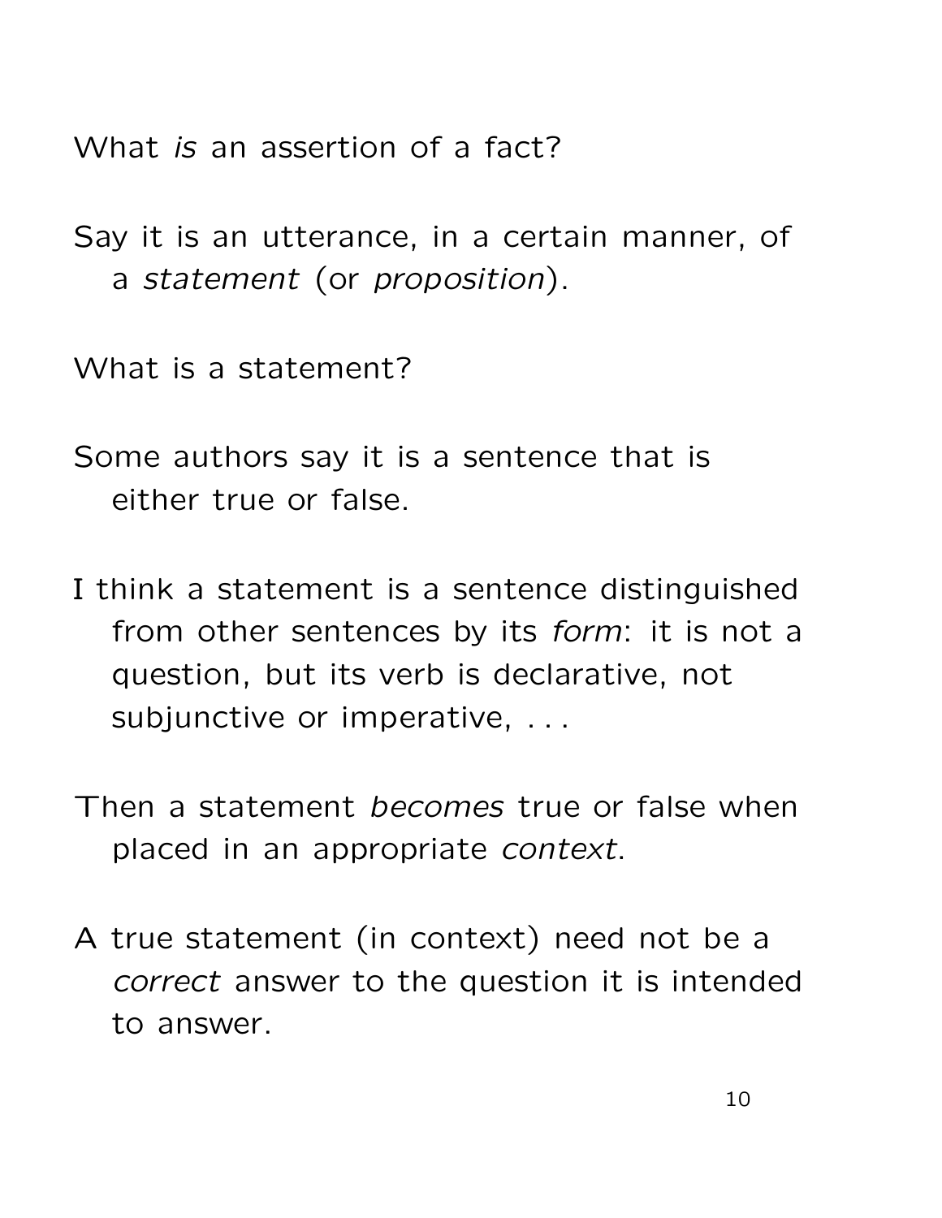What *is* an assertion of a fact?

Say it is an utterance, in a certain manner, of a *statement* (or *proposition*).

What is a statement?

Some authors say it is a sentence that is either true or false.

I think a statement is a sentence distinguished from other sentences by its *form*: it is not a question, but its verb is declarative, not subjunctive or imperative, . . .

Then a statement *becomes* true or false when placed in an appropriate *context*.

A true statement (in context) need not be a *correct* answer to the question it is intended to answer.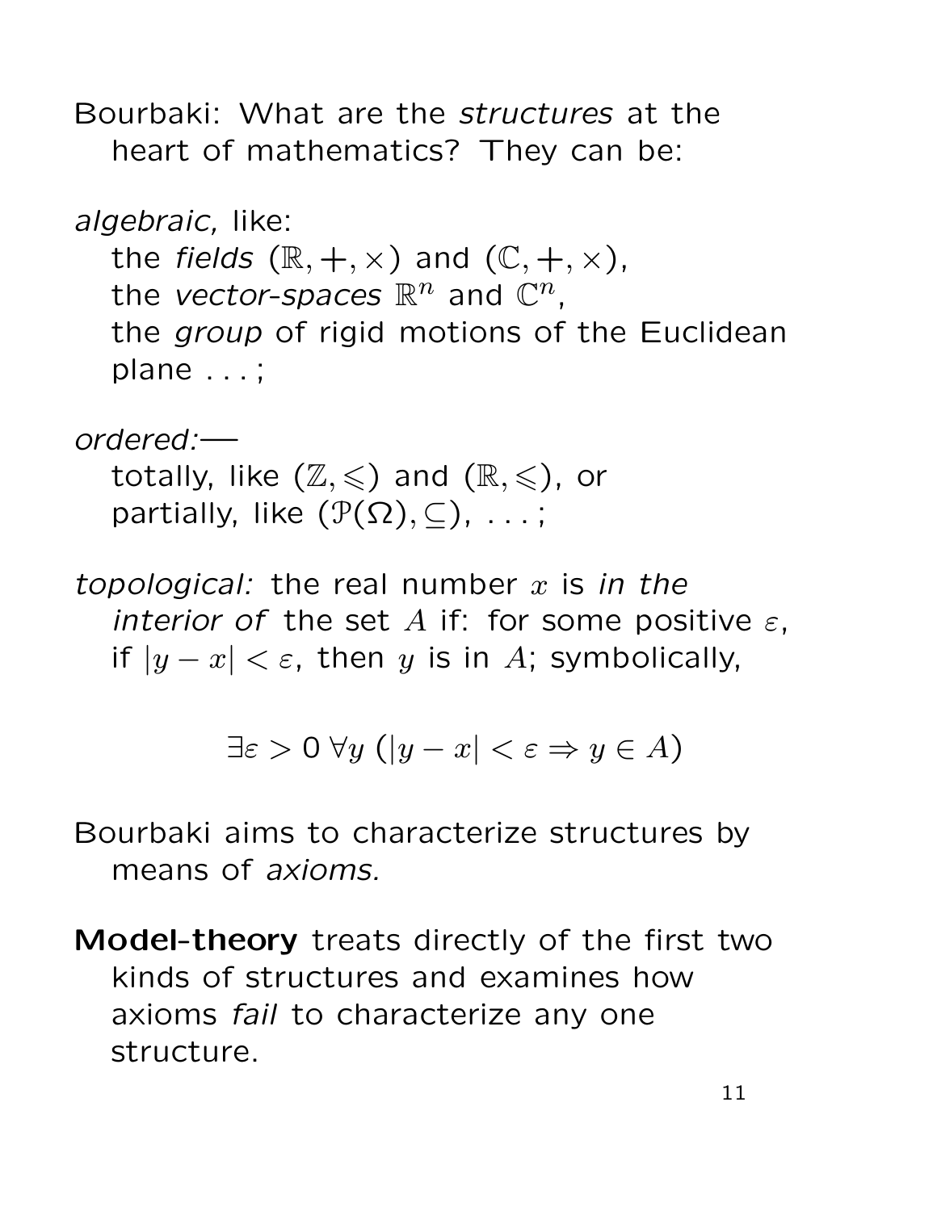Bourbaki: What are the *structures* at the heart of mathematics? They can be:

*algebraic,* like:
the *fields* $(\mathbb{R}, +, \times)$ and $(\mathbb{C}, +, \times)$,
the *vector-spaces* $\mathbb{R}^n$ and $\mathbb{C}^n$,
the *group* of rigid motions of the Euclidean plane . . . ;

*ordered:*—
totally, like $(\mathbb{Z}, \leqslant)$ and $(\mathbb{R}, \leqslant)$, or
partially, like $(\mathcal{P}(\Omega), \subseteq)$, . . . ;

*topological:* the real number $x$ is *in the interior of* the set $A$ if: for some positive $\varepsilon$, if $|y - x| < \varepsilon$, then $y$ is in $A$; symbolically,

$$\exists \varepsilon > 0 \; \forall y \; (|y - x| < \varepsilon \Rightarrow y \in A)$$

Bourbaki aims to characterize structures by means of *axioms.*

**Model-theory** treats directly of the first two kinds of structures and examines how axioms *fail* to characterize any one structure.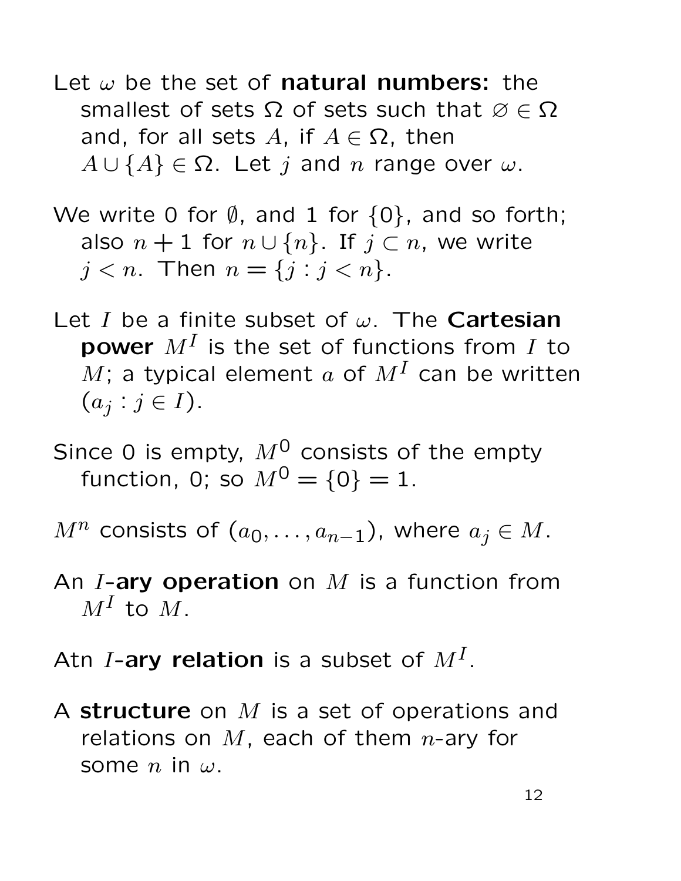Let $\omega$ be the set of **natural numbers:** the smallest of sets $\Omega$ of sets such that $\varnothing \in \Omega$ and, for all sets $A$, if $A \in \Omega$, then $A \cup \{A\} \in \Omega$. Let $j$ and $n$ range over $\omega$.

We write 0 for $\emptyset$, and 1 for $\{0\}$, and so forth; also $n+1$ for $n \cup \{n\}$. If $j \subset n$, we write $j < n$. Then $n = \{j : j < n\}$.

Let $I$ be a finite subset of $\omega$. The **Cartesian power** $M^I$ is the set of functions from $I$ to $M$; a typical element $a$ of $M^I$ can be written $(a_j : j \in I)$.

Since 0 is empty, $M^0$ consists of the empty function, 0; so $M^0 = \{0\} = 1$.

$M^n$ consists of $(a_0, \dots, a_{n-1})$, where $a_j \in M$.

An $I$-**ary operation** on $M$ is a function from $M^I$ to $M$.

Atn $I$-**ary relation** is a subset of $M^I$.

A **structure** on $M$ is a set of operations and relations on $M$, each of them $n$-ary for some $n$ in $\omega$.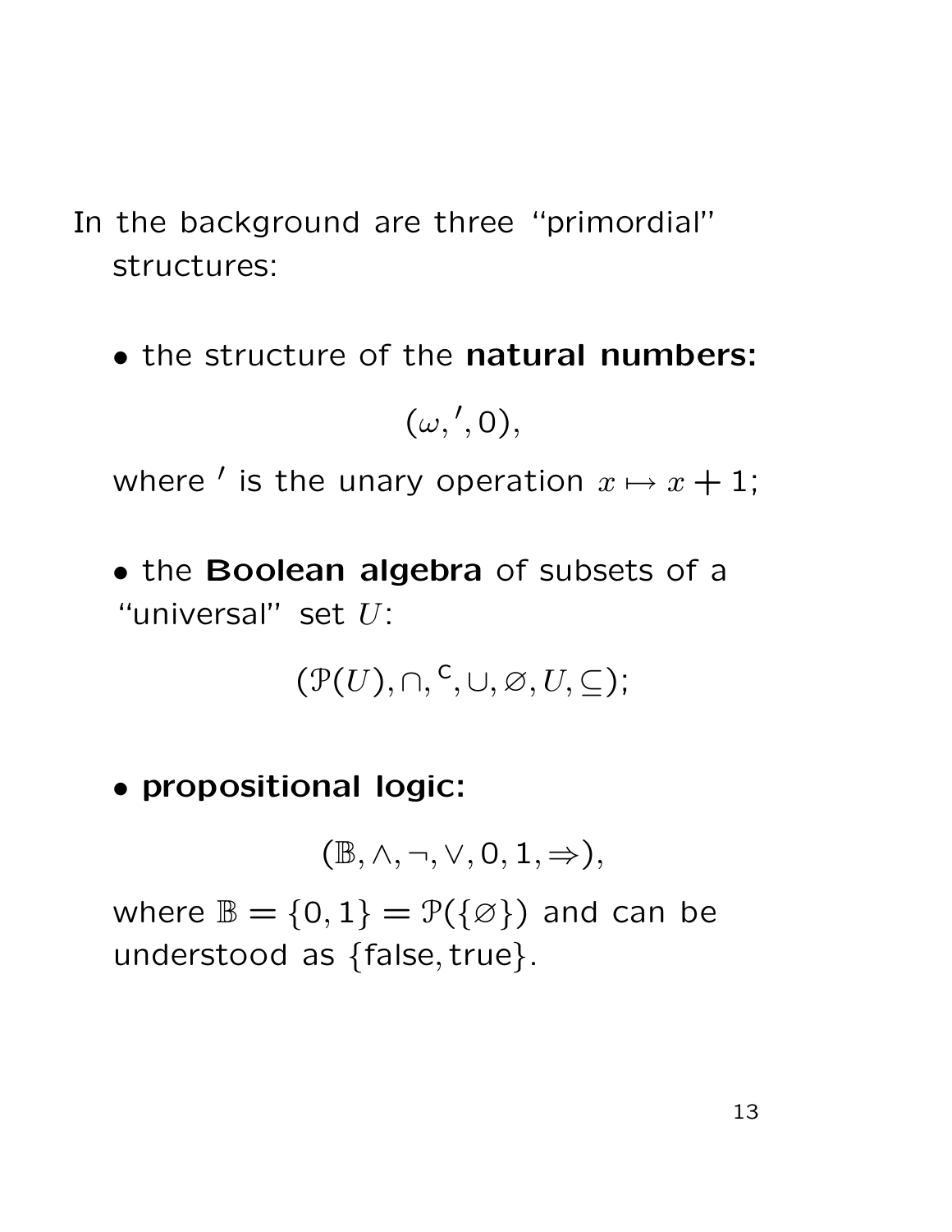In the background are three "primordial" structures:

- the structure of the **natural numbers:**

$$(\omega, ', 0),$$

where $'$ is the unary operation $x \mapsto x + 1$;

- the **Boolean algebra** of subsets of a "universal" set $U$:

$$(\mathcal{P}(U), \cap, {}^{\mathsf{c}}, \cup, \varnothing, U, \subseteq);$$

- **propositional logic:**

$$(\mathbb{B}, \wedge, \neg, \vee, 0, 1, \Rightarrow),$$

where $\mathbb{B} = \{0, 1\} = \mathcal{P}(\{\varnothing\})$ and can be understood as $\{\text{false}, \text{true}\}$.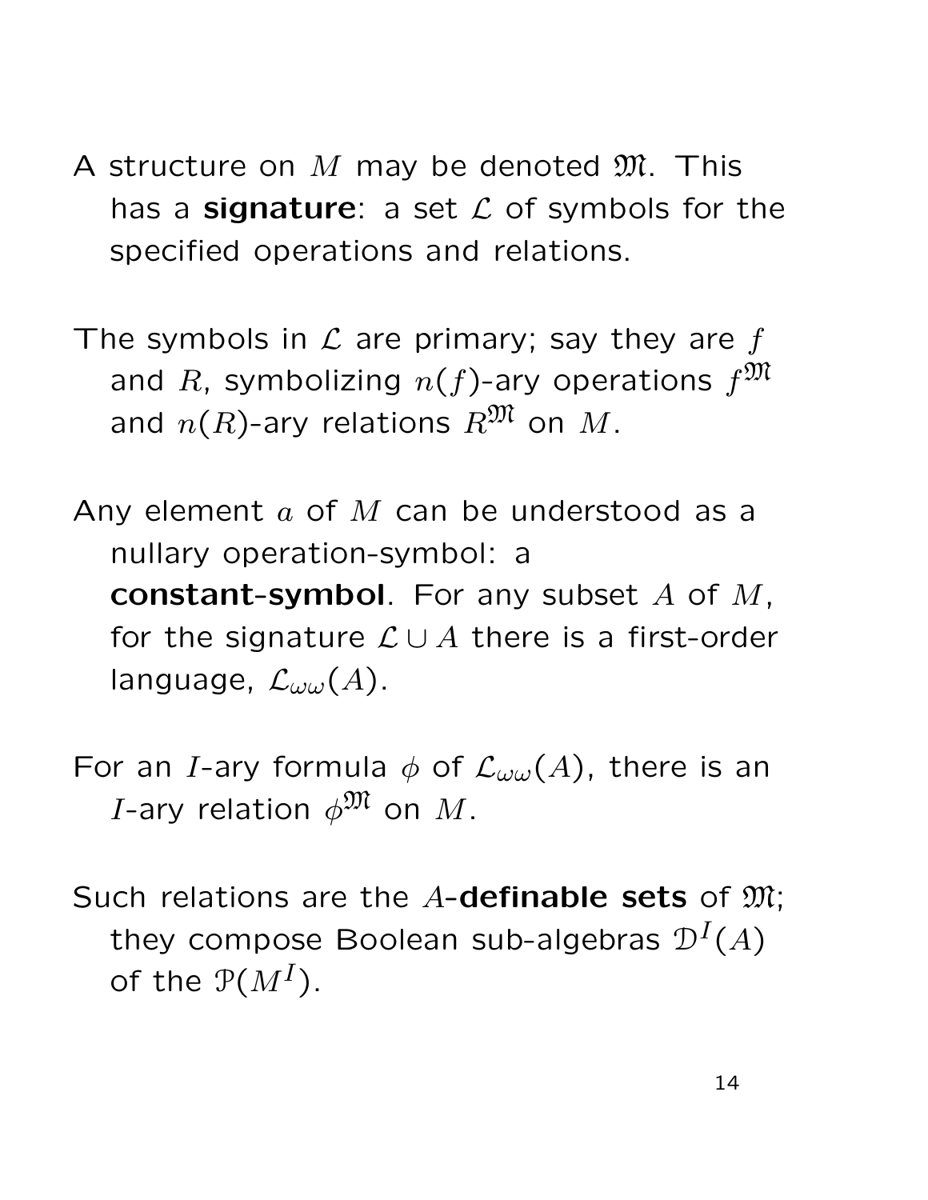A structure on $M$ may be denoted $\mathfrak{M}$. This has a **signature**: a set $\mathcal{L}$ of symbols for the specified operations and relations.

The symbols in $\mathcal{L}$ are primary; say they are $f$ and $R$, symbolizing $n(f)$-ary operations $f^{\mathfrak{M}}$ and $n(R)$-ary relations $R^{\mathfrak{M}}$ on $M$.

Any element $a$ of $M$ can be understood as a nullary operation-symbol: a **constant-symbol**. For any subset $A$ of $M$, for the signature $\mathcal{L} \cup A$ there is a first-order language, $\mathcal{L}_{\omega\omega}(A)$.

For an $I$-ary formula $\phi$ of $\mathcal{L}_{\omega\omega}(A)$, there is an $I$-ary relation $\phi^{\mathfrak{M}}$ on $M$.

Such relations are the $A$-**definable sets** of $\mathfrak{M}$; they compose Boolean sub-algebras $\mathcal{D}^I(A)$ of the $\mathcal{P}(M^I)$.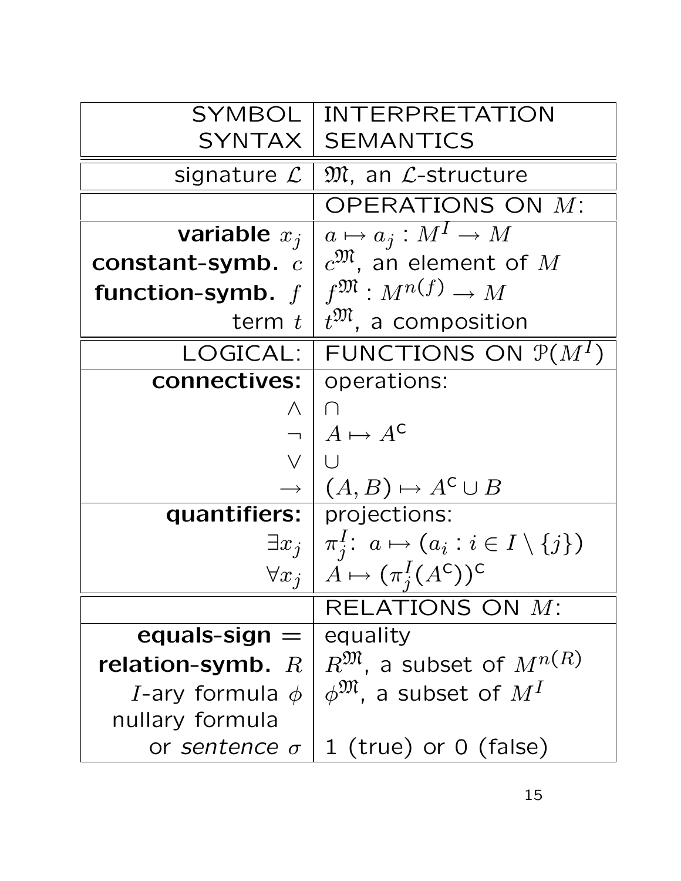| SYMBOL<br>SYNTAX | INTERPRETATION<br>SEMANTICS |
|---:|---|
| signature $\mathcal{L}$ | $\mathfrak{M}$, an $\mathcal{L}$-structure |
| | OPERATIONS ON $M$: |
| **variable** $x_j$ | $a \mapsto a_j : M^I \to M$ |
| **constant-symb.** $c$ | $c^{\mathfrak{M}}$, an element of $M$ |
| **function-symb.** $f$ | $f^{\mathfrak{M}} : M^{n(f)} \to M$ |
| term $t$ | $t^{\mathfrak{M}}$, a composition |
| LOGICAL: | FUNCTIONS ON $\mathcal{P}(M^I)$ |
| **connectives:** | operations: |
| $\wedge$ | $\cap$ |
| $\neg$ | $A \mapsto A^{\mathsf{c}}$ |
| $\vee$ | $\cup$ |
| $\rightarrow$ | $(A, B) \mapsto A^{\mathsf{c}} \cup B$ |
| **quantifiers:** | projections: |
| $\exists x_j$ | $\pi^I_j$: $a \mapsto (a_i : i \in I \setminus \{j\})$ |
| $\forall x_j$ | $A \mapsto (\pi^I_j(A^{\mathsf{c}}))^{\mathsf{c}}$ |
| | RELATIONS ON $M$: |
| **equals-sign** $=$ | equality |
| **relation-symb.** $R$ | $R^{\mathfrak{M}}$, a subset of $M^{n(R)}$ |
| $I$-ary formula $\phi$ | $\phi^{\mathfrak{M}}$, a subset of $M^I$ |
| nullary formula<br>or *sentence* $\sigma$ | 1 (true) or 0 (false) |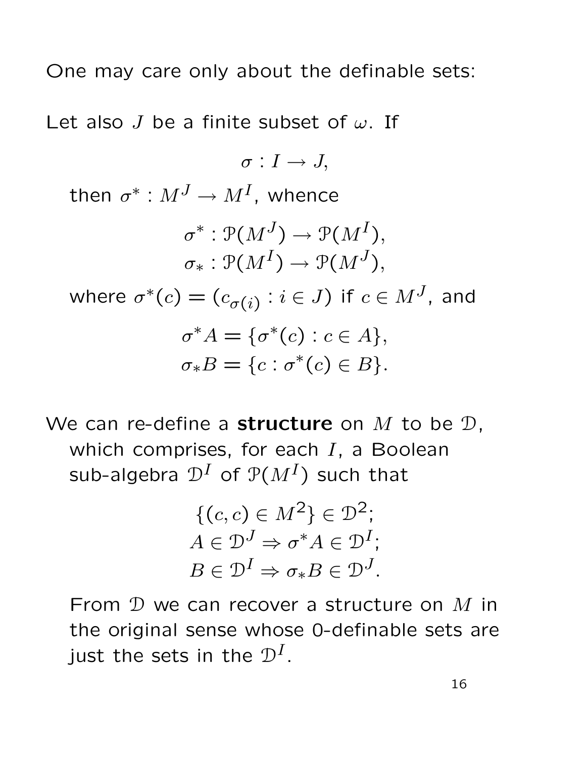One may care only about the definable sets:

Let also $J$ be a finite subset of $\omega$. If

$$\sigma : I \to J,$$

then $\sigma^* : M^J \to M^I$, whence

$$\sigma^* : \mathcal{P}(M^J) \to \mathcal{P}(M^I),$$
$$\sigma_* : \mathcal{P}(M^I) \to \mathcal{P}(M^J),$$

where $\sigma^*(c) = (c_{\sigma(i)} : i \in J)$ if $c \in M^J$, and

$$\sigma^* A = \{\sigma^*(c) : c \in A\},$$
$$\sigma_* B = \{c : \sigma^*(c) \in B\}.$$

We can re-define a **structure** on $M$ to be $\mathcal{D}$, which comprises, for each $I$, a Boolean sub-algebra $\mathcal{D}^I$ of $\mathcal{P}(M^I)$ such that

$$\{(c, c) \in M^2\} \in \mathcal{D}^2;$$
$$A \in \mathcal{D}^J \Rightarrow \sigma^* A \in \mathcal{D}^I;$$
$$B \in \mathcal{D}^I \Rightarrow \sigma_* B \in \mathcal{D}^J.$$

From $\mathcal{D}$ we can recover a structure on $M$ in the original sense whose 0-definable sets are just the sets in the $\mathcal{D}^I$.